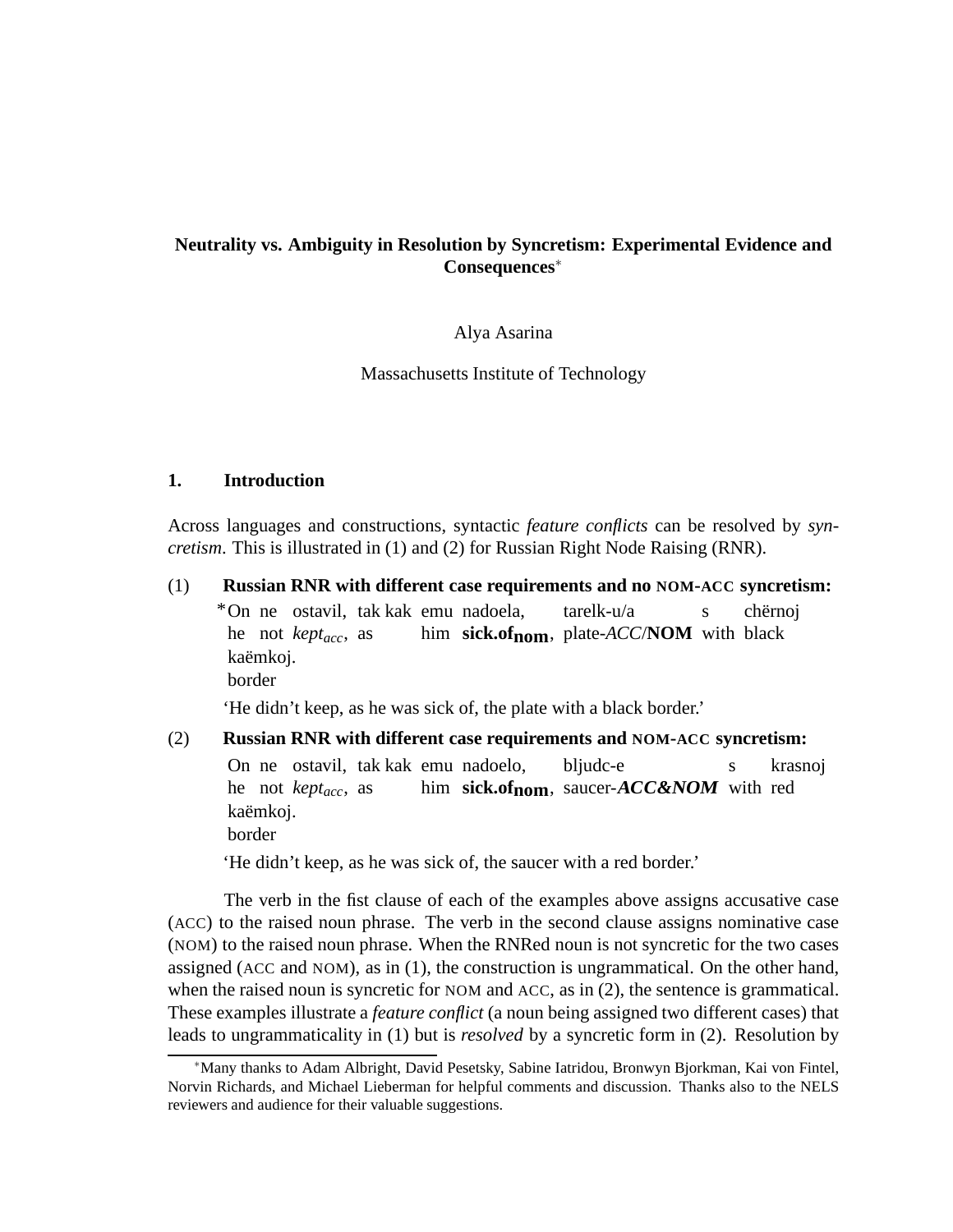# Neutrality vs. Ambiguity in Resolution by Syncretism: Experimental Evidence and Consequences*

Alya Asarina

Massachusetts Institute of Technology

## 1. Introduction

Across languages and constructions, syntactic *feature conflicts* can be resolved by *syncretism*. This is illustrated in (1) and (2) for Russian Right Node Raising (RNR).

(1) **Russian RNR with different case requirements and no NOM-ACC syncretism:**

*On ne ostavil, tak kak emu nadoela, tarelk-u/a s chërnoj kaëmkoj.
he not *kept*$_{acc}$, as him **sick.of**$_{\mathbf{nom}}$, plate-*ACC*/**NOM** with black border

'He didn't keep, as he was sick of, the plate with a black border.'

(2) **Russian RNR with different case requirements and NOM-ACC syncretism:**

On ne ostavil, tak kak emu nadoelo, bljudc-e s krasnoj kaëmkoj.
he not *kept*$_{acc}$, as him **sick.of**$_{\mathbf{nom}}$, saucer-***ACC&NOM*** with red border

'He didn't keep, as he was sick of, the saucer with a red border.'

The verb in the fist clause of each of the examples above assigns accusative case (ACC) to the raised noun phrase. The verb in the second clause assigns nominative case (NOM) to the raised noun phrase. When the RNRed noun is not syncretic for the two cases assigned (ACC and NOM), as in (1), the construction is ungrammatical. On the other hand, when the raised noun is syncretic for NOM and ACC, as in (2), the sentence is grammatical. These examples illustrate a *feature conflict* (a noun being assigned two different cases) that leads to ungrammaticality in (1) but is *resolved* by a syncretic form in (2). Resolution by

*Many thanks to Adam Albright, David Pesetsky, Sabine Iatridou, Bronwyn Bjorkman, Kai von Fintel, Norvin Richards, and Michael Lieberman for helpful comments and discussion. Thanks also to the NELS reviewers and audience for their valuable suggestions.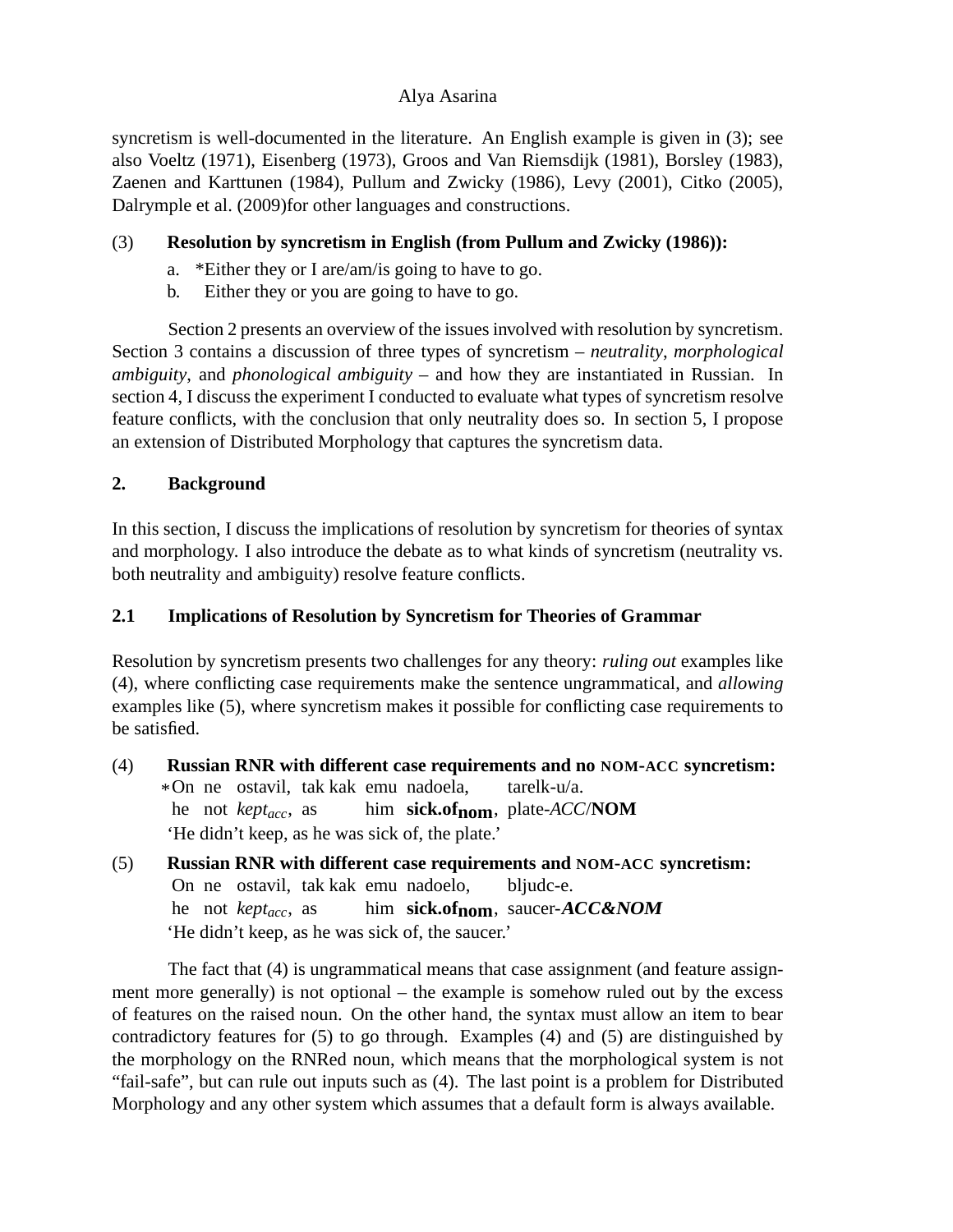syncretism is well-documented in the literature. An English example is given in (3); see also Voeltz (1971), Eisenberg (1973), Groos and Van Riemsdijk (1981), Borsley (1983), Zaenen and Karttunen (1984), Pullum and Zwicky (1986), Levy (2001), Citko (2005), Dalrymple et al. (2009)for other languages and constructions.

(3) **Resolution by syncretism in English (from Pullum and Zwicky (1986)):**

a. *Either they or I are/am/is going to have to go.

b. Either they or you are going to have to go.

Section 2 presents an overview of the issues involved with resolution by syncretism. Section 3 contains a discussion of three types of syncretism – *neutrality*, *morphological ambiguity*, and *phonological ambiguity* – and how they are instantiated in Russian. In section 4, I discuss the experiment I conducted to evaluate what types of syncretism resolve feature conflicts, with the conclusion that only neutrality does so. In section 5, I propose an extension of Distributed Morphology that captures the syncretism data.

## 2. Background

In this section, I discuss the implications of resolution by syncretism for theories of syntax and morphology. I also introduce the debate as to what kinds of syncretism (neutrality vs. both neutrality and ambiguity) resolve feature conflicts.

### 2.1 Implications of Resolution by Syncretism for Theories of Grammar

Resolution by syncretism presents two challenges for any theory: *ruling out* examples like (4), where conflicting case requirements make the sentence ungrammatical, and *allowing* examples like (5), where syncretism makes it possible for conflicting case requirements to be satisfied.

(4) **Russian RNR with different case requirements and no NOM-ACC syncretism:**

*On ne ostavil, tak kak emu nadoela, tarelk-u/a.
he not *kept$_{acc}$*, as him **sick.of$_{\mathbf{nom}}$**, plate-*ACC*/**NOM**
'He didn't keep, as he was sick of, the plate.'

(5) **Russian RNR with different case requirements and NOM-ACC syncretism:**

On ne ostavil, tak kak emu nadoelo, bljudc-e.
he not *kept$_{acc}$*, as him **sick.of$_{\mathbf{nom}}$**, saucer-***ACC&NOM***
'He didn't keep, as he was sick of, the saucer.'

The fact that (4) is ungrammatical means that case assignment (and feature assignment more generally) is not optional – the example is somehow ruled out by the excess of features on the raised noun. On the other hand, the syntax must allow an item to bear contradictory features for (5) to go through. Examples (4) and (5) are distinguished by the morphology on the RNRed noun, which means that the morphological system is not "fail-safe", but can rule out inputs such as (4). The last point is a problem for Distributed Morphology and any other system which assumes that a default form is always available.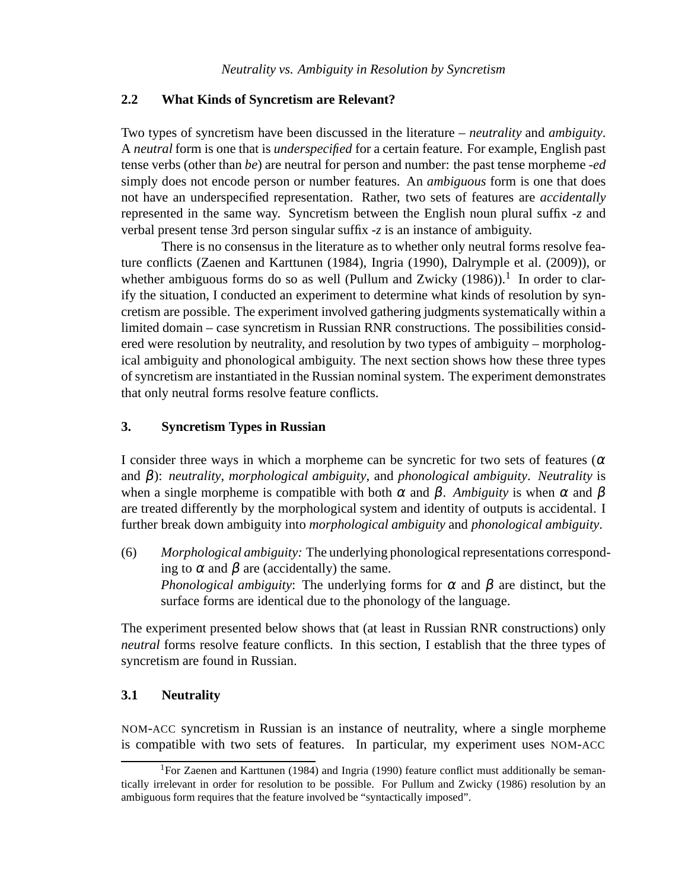### 2.2 What Kinds of Syncretism are Relevant?

Two types of syncretism have been discussed in the literature – *neutrality* and *ambiguity*. A *neutral* form is one that is *underspecified* for a certain feature. For example, English past tense verbs (other than *be*) are neutral for person and number: the past tense morpheme *-ed* simply does not encode person or number features. An *ambiguous* form is one that does not have an underspecified representation. Rather, two sets of features are *accidentally* represented in the same way. Syncretism between the English noun plural suffix *-z* and verbal present tense 3rd person singular suffix *-z* is an instance of ambiguity.

There is no consensus in the literature as to whether only neutral forms resolve feature conflicts (Zaenen and Karttunen (1984), Ingria (1990), Dalrymple et al. (2009)), or whether ambiguous forms do so as well (Pullum and Zwicky (1986)).[1] In order to clarify the situation, I conducted an experiment to determine what kinds of resolution by syncretism are possible. The experiment involved gathering judgments systematically within a limited domain – case syncretism in Russian RNR constructions. The possibilities considered were resolution by neutrality, and resolution by two types of ambiguity – morphological ambiguity and phonological ambiguity. The next section shows how these three types of syncretism are instantiated in the Russian nominal system. The experiment demonstrates that only neutral forms resolve feature conflicts.

## 3. Syncretism Types in Russian

I consider three ways in which a morpheme can be syncretic for two sets of features ($\alpha$ and $\beta$): *neutrality*, *morphological ambiguity*, and *phonological ambiguity*. *Neutrality* is when a single morpheme is compatible with both $\alpha$ and $\beta$. *Ambiguity* is when $\alpha$ and $\beta$ are treated differently by the morphological system and identity of outputs is accidental. I further break down ambiguity into *morphological ambiguity* and *phonological ambiguity*.

(6) *Morphological ambiguity:* The underlying phonological representations corresponding to $\alpha$ and $\beta$ are (accidentally) the same.
*Phonological ambiguity*: The underlying forms for $\alpha$ and $\beta$ are distinct, but the surface forms are identical due to the phonology of the language.

The experiment presented below shows that (at least in Russian RNR constructions) only *neutral* forms resolve feature conflicts. In this section, I establish that the three types of syncretism are found in Russian.

### 3.1 Neutrality

NOM-ACC syncretism in Russian is an instance of neutrality, where a single morpheme is compatible with two sets of features. In particular, my experiment uses NOM-ACC

[1] For Zaenen and Karttunen (1984) and Ingria (1990) feature conflict must additionally be semantically irrelevant in order for resolution to be possible. For Pullum and Zwicky (1986) resolution by an ambiguous form requires that the feature involved be "syntactically imposed".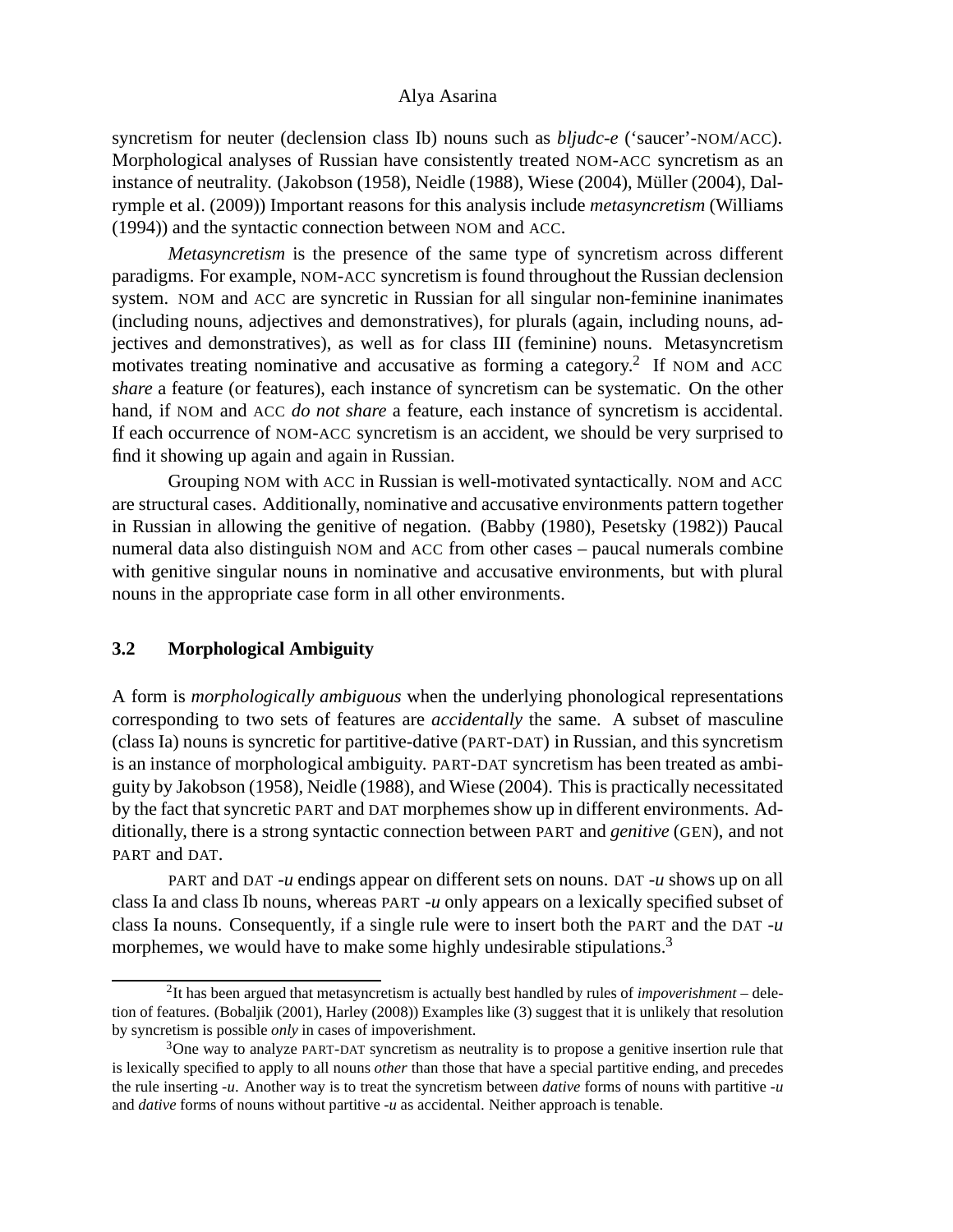syncretism for neuter (declension class Ib) nouns such as *bljudc-e* ('saucer'-NOM/ACC). Morphological analyses of Russian have consistently treated NOM-ACC syncretism as an instance of neutrality. (Jakobson (1958), Neidle (1988), Wiese (2004), Müller (2004), Dalrymple et al. (2009)) Important reasons for this analysis include *metasyncretism* (Williams (1994)) and the syntactic connection between NOM and ACC.

*Metasyncretism* is the presence of the same type of syncretism across different paradigms. For example, NOM-ACC syncretism is found throughout the Russian declension system. NOM and ACC are syncretic in Russian for all singular non-feminine inanimates (including nouns, adjectives and demonstratives), for plurals (again, including nouns, adjectives and demonstratives), as well as for class III (feminine) nouns. Metasyncretism motivates treating nominative and accusative as forming a category.[2] If NOM and ACC *share* a feature (or features), each instance of syncretism can be systematic. On the other hand, if NOM and ACC *do not share* a feature, each instance of syncretism is accidental. If each occurrence of NOM-ACC syncretism is an accident, we should be very surprised to find it showing up again and again in Russian.

Grouping NOM with ACC in Russian is well-motivated syntactically. NOM and ACC are structural cases. Additionally, nominative and accusative environments pattern together in Russian in allowing the genitive of negation. (Babby (1980), Pesetsky (1982)) Paucal numeral data also distinguish NOM and ACC from other cases – paucal numerals combine with genitive singular nouns in nominative and accusative environments, but with plural nouns in the appropriate case form in all other environments.

### 3.2 Morphological Ambiguity

A form is *morphologically ambiguous* when the underlying phonological representations corresponding to two sets of features are *accidentally* the same. A subset of masculine (class Ia) nouns is syncretic for partitive-dative (PART-DAT) in Russian, and this syncretism is an instance of morphological ambiguity. PART-DAT syncretism has been treated as ambiguity by Jakobson (1958), Neidle (1988), and Wiese (2004). This is practically necessitated by the fact that syncretic PART and DAT morphemes show up in different environments. Additionally, there is a strong syntactic connection between PART and *genitive* (GEN), and not PART and DAT.

PART and DAT *-u* endings appear on different sets on nouns. DAT *-u* shows up on all class Ia and class Ib nouns, whereas PART *-u* only appears on a lexically specified subset of class Ia nouns. Consequently, if a single rule were to insert both the PART and the DAT *-u* morphemes, we would have to make some highly undesirable stipulations.[3]

---

[2] It has been argued that metasyncretism is actually best handled by rules of *impoverishment* – deletion of features. (Bobaljik (2001), Harley (2008)) Examples like (3) suggest that it is unlikely that resolution by syncretism is possible *only* in cases of impoverishment.

[3] One way to analyze PART-DAT syncretism as neutrality is to propose a genitive insertion rule that is lexically specified to apply to all nouns *other* than those that have a special partitive ending, and precedes the rule inserting *-u*. Another way is to treat the syncretism between *dative* forms of nouns with partitive *-u* and *dative* forms of nouns without partitive *-u* as accidental. Neither approach is tenable.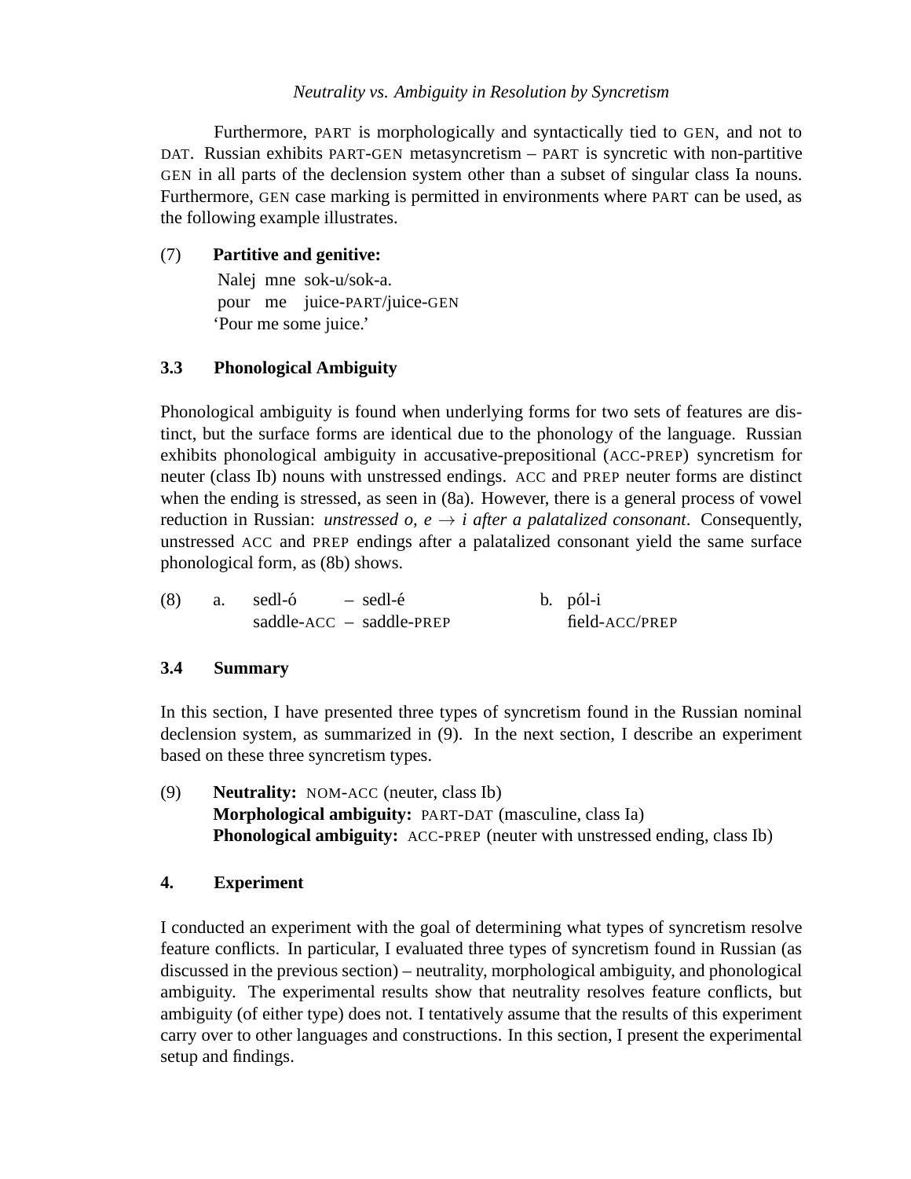Furthermore, PART is morphologically and syntactically tied to GEN, and not to DAT. Russian exhibits PART-GEN metasyncretism – PART is syncretic with non-partitive GEN in all parts of the declension system other than a subset of singular class Ia nouns. Furthermore, GEN case marking is permitted in environments where PART can be used, as the following example illustrates.

(7) **Partitive and genitive:**

Nalej mne sok-u/sok-a.
pour me juice-PART/juice-GEN
'Pour me some juice.'

### 3.3 Phonological Ambiguity

Phonological ambiguity is found when underlying forms for two sets of features are distinct, but the surface forms are identical due to the phonology of the language. Russian exhibits phonological ambiguity in accusative-prepositional (ACC-PREP) syncretism for neuter (class Ib) nouns with unstressed endings. ACC and PREP neuter forms are distinct when the ending is stressed, as seen in (8a). However, there is a general process of vowel reduction in Russian: *unstressed o, e → i after a palatalized consonant*. Consequently, unstressed ACC and PREP endings after a palatalized consonant yield the same surface phonological form, as (8b) shows.

(8) a. sedl-ó – sedl-é
saddle-ACC – saddle-PREP

b. pól-i
field-ACC/PREP

### 3.4 Summary

In this section, I have presented three types of syncretism found in the Russian nominal declension system, as summarized in (9). In the next section, I describe an experiment based on these three syncretism types.

(9) **Neutrality:** NOM-ACC (neuter, class Ib)
**Morphological ambiguity:** PART-DAT (masculine, class Ia)
**Phonological ambiguity:** ACC-PREP (neuter with unstressed ending, class Ib)

## 4. Experiment

I conducted an experiment with the goal of determining what types of syncretism resolve feature conflicts. In particular, I evaluated three types of syncretism found in Russian (as discussed in the previous section) – neutrality, morphological ambiguity, and phonological ambiguity. The experimental results show that neutrality resolves feature conflicts, but ambiguity (of either type) does not. I tentatively assume that the results of this experiment carry over to other languages and constructions. In this section, I present the experimental setup and findings.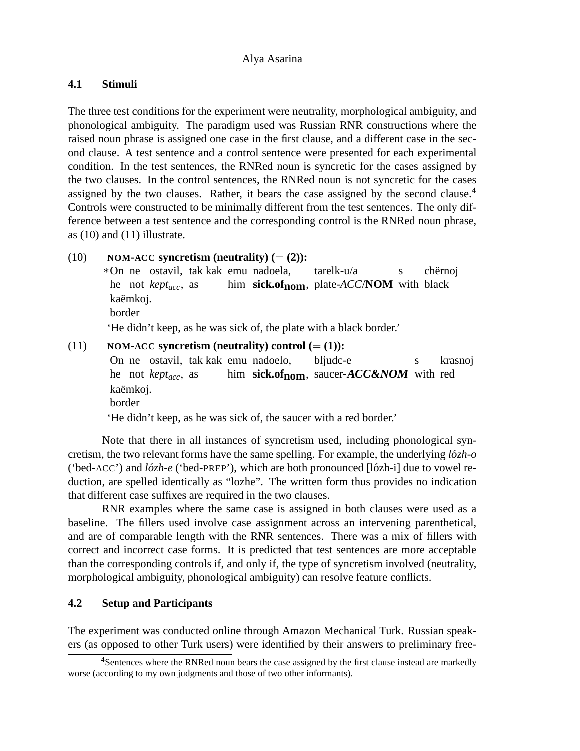### 4.1 Stimuli

The three test conditions for the experiment were neutrality, morphological ambiguity, and phonological ambiguity. The paradigm used was Russian RNR constructions where the raised noun phrase is assigned one case in the first clause, and a different case in the second clause. A test sentence and a control sentence were presented for each experimental condition. In the test sentences, the RNRed noun is syncretic for the cases assigned by the two clauses. In the control sentences, the RNRed noun is not syncretic for the cases assigned by the two clauses. Rather, it bears the case assigned by the second clause.[4] Controls were constructed to be minimally different from the test sentences. The only difference between a test sentence and the corresponding control is the RNRed noun phrase, as (10) and (11) illustrate.

(10) **NOM-ACC syncretism (neutrality) (= (2)):**

&nbsp;&nbsp;&nbsp;&nbsp;*On ne ostavil, tak kak emu nadoela, tarelk-u/a s chërnoj kaëmkoj.
&nbsp;&nbsp;&nbsp;&nbsp;he not *kept*$_{acc}$, as him **sick.of$_{\mathbf{nom}}$**, plate-*ACC*/**NOM** with black border

&nbsp;&nbsp;&nbsp;&nbsp;'He didn't keep, as he was sick of, the plate with a black border.'

(11) **NOM-ACC syncretism (neutrality) control (= (1)):**

&nbsp;&nbsp;&nbsp;&nbsp;On ne ostavil, tak kak emu nadoelo, bljudc-e s krasnoj kaëmkoj.
&nbsp;&nbsp;&nbsp;&nbsp;he not *kept*$_{acc}$, as him **sick.of$_{\mathbf{nom}}$**, saucer-***ACC&NOM*** with red border

&nbsp;&nbsp;&nbsp;&nbsp;'He didn't keep, as he was sick of, the saucer with a red border.'

Note that there in all instances of syncretism used, including phonological syncretism, the two relevant forms have the same spelling. For example, the underlying *lózh-o* ('bed-ACC') and *lózh-e* ('bed-PREP'), which are both pronounced [lózh-i] due to vowel reduction, are spelled identically as "lozhe". The written form thus provides no indication that different case suffixes are required in the two clauses.

RNR examples where the same case is assigned in both clauses were used as a baseline. The fillers used involve case assignment across an intervening parenthetical, and are of comparable length with the RNR sentences. There was a mix of fillers with correct and incorrect case forms. It is predicted that test sentences are more acceptable than the corresponding controls if, and only if, the type of syncretism involved (neutrality, morphological ambiguity, phonological ambiguity) can resolve feature conflicts.

### 4.2 Setup and Participants

The experiment was conducted online through Amazon Mechanical Turk. Russian speakers (as opposed to other Turk users) were identified by their answers to preliminary free-

[4] Sentences where the RNRed noun bears the case assigned by the first clause instead are markedly worse (according to my own judgments and those of two other informants).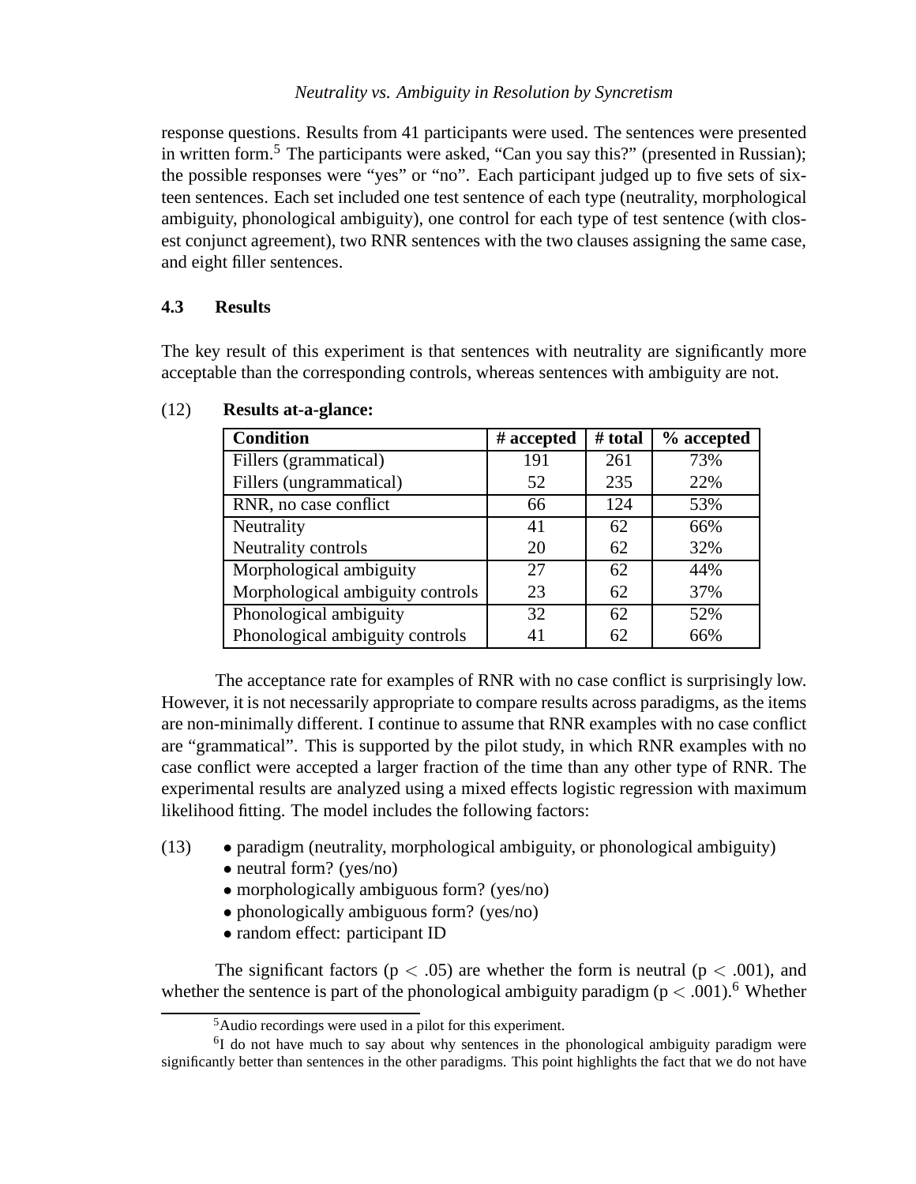response questions. Results from 41 participants were used. The sentences were presented in written form.[5] The participants were asked, "Can you say this?" (presented in Russian); the possible responses were "yes" or "no". Each participant judged up to five sets of sixteen sentences. Each set included one test sentence of each type (neutrality, morphological ambiguity, phonological ambiguity), one control for each type of test sentence (with closest conjunct agreement), two RNR sentences with the two clauses assigning the same case, and eight filler sentences.

### 4.3 Results

The key result of this experiment is that sentences with neutrality are significantly more acceptable than the corresponding controls, whereas sentences with ambiguity are not.

(12) **Results at-a-glance:**

| Condition | # accepted | # total | % accepted |
|---|---|---|---|
| Fillers (grammatical) | 191 | 261 | 73% |
| Fillers (ungrammatical) | 52 | 235 | 22% |
| RNR, no case conflict | 66 | 124 | 53% |
| Neutrality | 41 | 62 | 66% |
| Neutrality controls | 20 | 62 | 32% |
| Morphological ambiguity | 27 | 62 | 44% |
| Morphological ambiguity controls | 23 | 62 | 37% |
| Phonological ambiguity | 32 | 62 | 52% |
| Phonological ambiguity controls | 41 | 62 | 66% |

The acceptance rate for examples of RNR with no case conflict is surprisingly low. However, it is not necessarily appropriate to compare results across paradigms, as the items are non-minimally different. I continue to assume that RNR examples with no case conflict are "grammatical". This is supported by the pilot study, in which RNR examples with no case conflict were accepted a larger fraction of the time than any other type of RNR. The experimental results are analyzed using a mixed effects logistic regression with maximum likelihood fitting. The model includes the following factors:

(13)
- paradigm (neutrality, morphological ambiguity, or phonological ambiguity)
- neutral form? (yes/no)
- morphologically ambiguous form? (yes/no)
- phonologically ambiguous form? (yes/no)
- random effect: participant ID

The significant factors ($p < .05$) are whether the form is neutral ($p < .001$), and whether the sentence is part of the phonological ambiguity paradigm ($p < .001$).[6] Whether

[5] Audio recordings were used in a pilot for this experiment.

[6] I do not have much to say about why sentences in the phonological ambiguity paradigm were significantly better than sentences in the other paradigms. This point highlights the fact that we do not have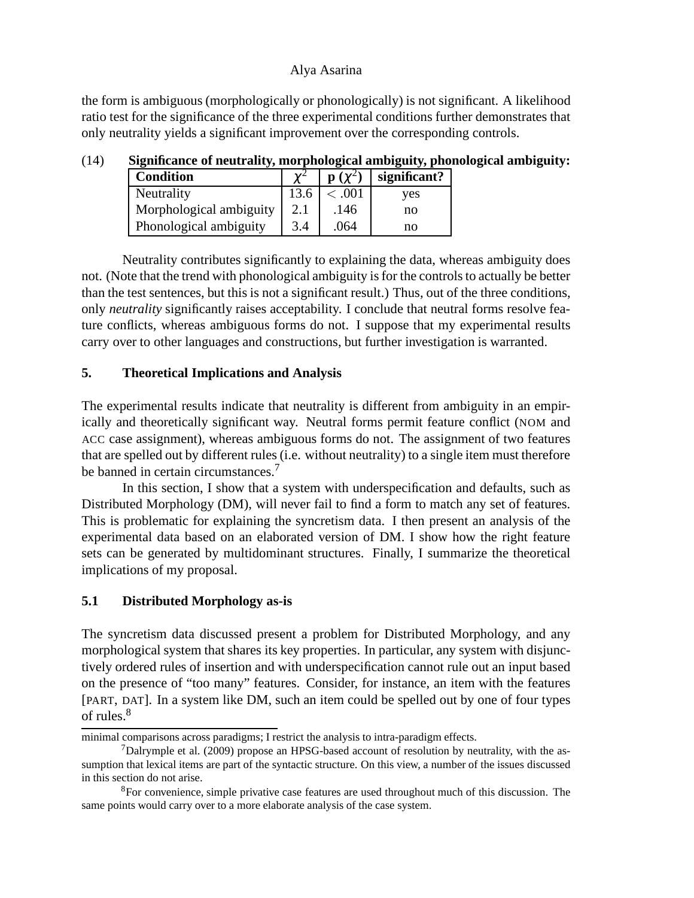the form is ambiguous (morphologically or phonologically) is not significant. A likelihood ratio test for the significance of the three experimental conditions further demonstrates that only neutrality yields a significant improvement over the corresponding controls.

(14) **Significance of neutrality, morphological ambiguity, phonological ambiguity:**

| Condition | $\chi^2$ | p ($\chi^2$) | significant? |
|---|---|---|---|
| Neutrality | 13.6 | $< .001$ | yes |
| Morphological ambiguity | 2.1 | .146 | no |
| Phonological ambiguity | 3.4 | .064 | no |

Neutrality contributes significantly to explaining the data, whereas ambiguity does not. (Note that the trend with phonological ambiguity is for the controls to actually be better than the test sentences, but this is not a significant result.) Thus, out of the three conditions, only *neutrality* significantly raises acceptability. I conclude that neutral forms resolve feature conflicts, whereas ambiguous forms do not. I suppose that my experimental results carry over to other languages and constructions, but further investigation is warranted.

## 5. Theoretical Implications and Analysis

The experimental results indicate that neutrality is different from ambiguity in an empirically and theoretically significant way. Neutral forms permit feature conflict (NOM and ACC case assignment), whereas ambiguous forms do not. The assignment of two features that are spelled out by different rules (i.e. without neutrality) to a single item must therefore be banned in certain circumstances.[7]

In this section, I show that a system with underspecification and defaults, such as Distributed Morphology (DM), will never fail to find a form to match any set of features. This is problematic for explaining the syncretism data. I then present an analysis of the experimental data based on an elaborated version of DM. I show how the right feature sets can be generated by multidominant structures. Finally, I summarize the theoretical implications of my proposal.

### 5.1 Distributed Morphology as-is

The syncretism data discussed present a problem for Distributed Morphology, and any morphological system that shares its key properties. In particular, any system with disjunctively ordered rules of insertion and with underspecification cannot rule out an input based on the presence of "too many" features. Consider, for instance, an item with the features [PART, DAT]. In a system like DM, such an item could be spelled out by one of four types of rules.[8]

---

minimal comparisons across paradigms; I restrict the analysis to intra-paradigm effects.

[7] Dalrymple et al. (2009) propose an HPSG-based account of resolution by neutrality, with the assumption that lexical items are part of the syntactic structure. On this view, a number of the issues discussed in this section do not arise.

[8] For convenience, simple privative case features are used throughout much of this discussion. The same points would carry over to a more elaborate analysis of the case system.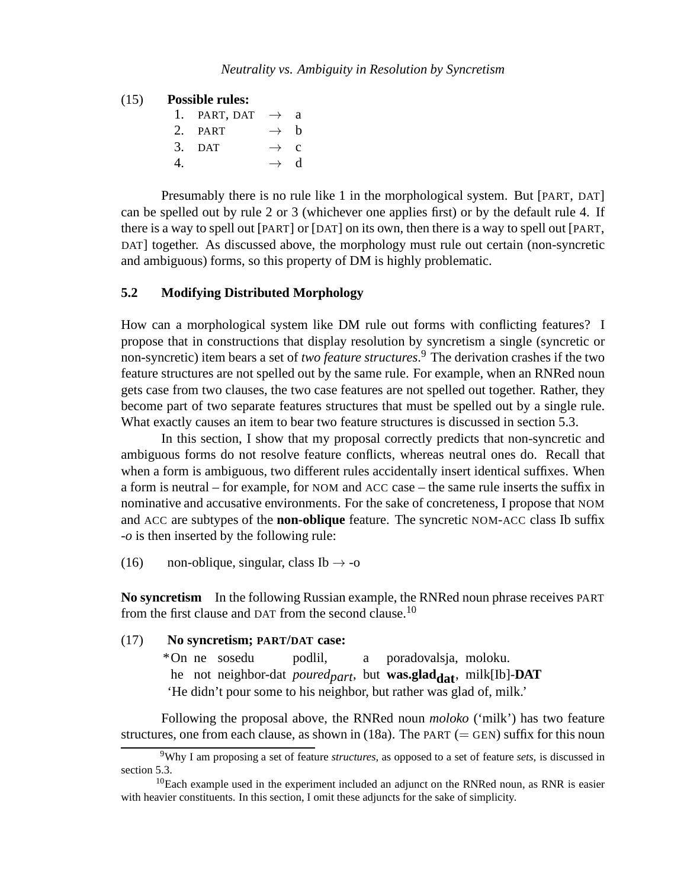(15) **Possible rules:**

1. PART, DAT → a
2. PART → b
3. DAT → c
4. → d

Presumably there is no rule like 1 in the morphological system. But [PART, DAT] can be spelled out by rule 2 or 3 (whichever one applies first) or by the default rule 4. If there is a way to spell out [PART] or [DAT] on its own, then there is a way to spell out [PART, DAT] together. As discussed above, the morphology must rule out certain (non-syncretic and ambiguous) forms, so this property of DM is highly problematic.

## 5.2 Modifying Distributed Morphology

How can a morphological system like DM rule out forms with conflicting features? I propose that in constructions that display resolution by syncretism a single (syncretic or non-syncretic) item bears a set of *two feature structures*.[9] The derivation crashes if the two feature structures are not spelled out by the same rule. For example, when an RNRed noun gets case from two clauses, the two case features are not spelled out together. Rather, they become part of two separate features structures that must be spelled out by a single rule. What exactly causes an item to bear two feature structures is discussed in section 5.3.

In this section, I show that my proposal correctly predicts that non-syncretic and ambiguous forms do not resolve feature conflicts, whereas neutral ones do. Recall that when a form is ambiguous, two different rules accidentally insert identical suffixes. When a form is neutral – for example, for NOM and ACC case – the same rule inserts the suffix in nominative and accusative environments. For the sake of concreteness, I propose that NOM and ACC are subtypes of the **non-oblique** feature. The syncretic NOM-ACC class Ib suffix *-o* is then inserted by the following rule:

(16) non-oblique, singular, class Ib → -o

**No syncretism** In the following Russian example, the RNRed noun phrase receives PART from the first clause and DAT from the second clause.[10]

(17) **No syncretism; PART/DAT case:**

| *On | ne | sosedu | podlil, | a | poradovalsja, | moloku. |
|---|---|---|---|---|---|---|
| he | not | neighbor-dat | *poured$_{part}$*, | but | **was.glad$_{\mathbf{dat}}$**, | milk[Ib]-**DAT** |

‘He didn’t pour some to his neighbor, but rather was glad of, milk.’

Following the proposal above, the RNRed noun *moloko* (‘milk’) has two feature structures, one from each clause, as shown in (18a). The PART (= GEN) suffix for this noun

[9] Why I am proposing a set of feature *structures*, as opposed to a set of feature *sets*, is discussed in section 5.3.

[10] Each example used in the experiment included an adjunct on the RNRed noun, as RNR is easier with heavier constituents. In this section, I omit these adjuncts for the sake of simplicity.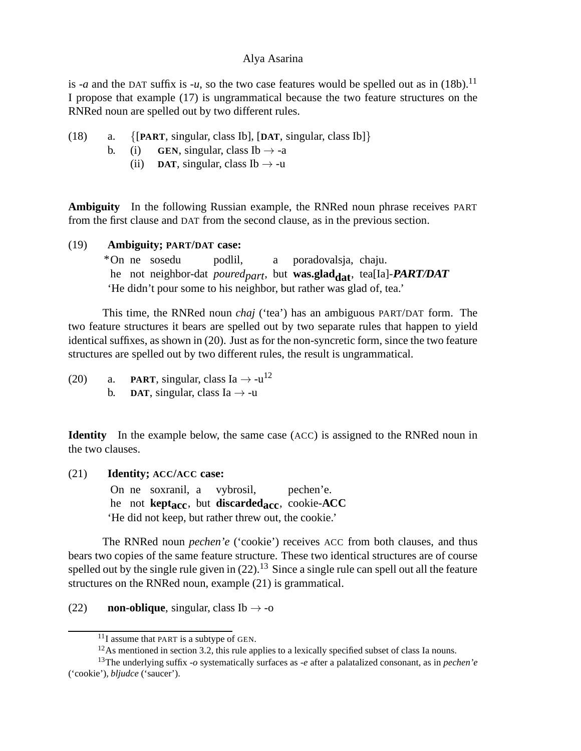is *-a* and the DAT suffix is *-u*, so the two case features would be spelled out as in (18b).[11] I propose that example (17) is ungrammatical because the two feature structures on the RNRed noun are spelled out by two different rules.

(18) a. {[**PART**, singular, class Ib], [**DAT**, singular, class Ib]}
  b. (i) **GEN**, singular, class Ib → -a
    (ii) **DAT**, singular, class Ib → -u

**Ambiguity** In the following Russian example, the RNRed noun phrase receives PART from the first clause and DAT from the second clause, as in the previous section.

(19) **Ambiguity; PART/DAT case:**

| *On | ne | sosedu | podlil, | a | poradovalsja, | chaju. |
|---|---|---|---|---|---|---|
| he | not | neighbor-dat | *poured$_{part}$*, | but | **was.glad$_{dat}$**, | tea[Ia]-***PART/DAT*** |

'He didn't pour some to his neighbor, but rather was glad of, tea.'

This time, the RNRed noun *chaj* ('tea') has an ambiguous PART/DAT form. The two feature structures it bears are spelled out by two separate rules that happen to yield identical suffixes, as shown in (20). Just as for the non-syncretic form, since the two feature structures are spelled out by two different rules, the result is ungrammatical.

(20) a. **PART**, singular, class Ia → -u[12]
  b. **DAT**, singular, class Ia → -u

**Identity** In the example below, the same case (ACC) is assigned to the RNRed noun in the two clauses.

(21) **Identity; ACC/ACC case:**

| On | ne | soxranil, | a | vybrosil, | pechen'e. |
|---|---|---|---|---|---|
| he | not | **kept$_{acc}$**, | but | **discarded$_{acc}$**, | cookie-**ACC** |

'He did not keep, but rather threw out, the cookie.'

The RNRed noun *pechen'e* ('cookie') receives ACC from both clauses, and thus bears two copies of the same feature structure. These two identical structures are of course spelled out by the single rule given in (22).[13] Since a single rule can spell out all the feature structures on the RNRed noun, example (21) is grammatical.

(22) **non-oblique**, singular, class Ib → -o

---

[11] I assume that PART is a subtype of GEN.

[12] As mentioned in section 3.2, this rule applies to a lexically specified subset of class Ia nouns.

[13] The underlying suffix *-o* systematically surfaces as *-e* after a palatalized consonant, as in *pechen'e* ('cookie'), *bljudce* ('saucer').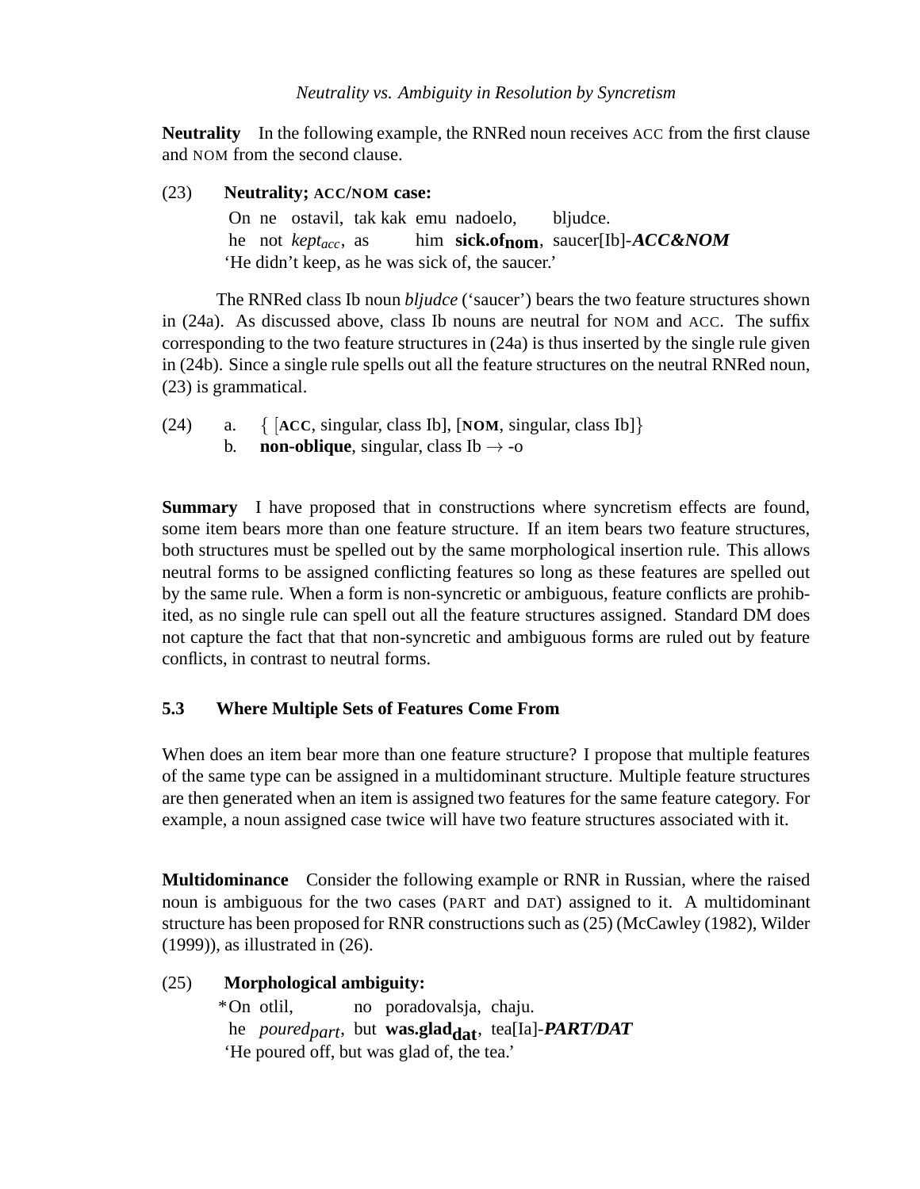**Neutrality** In the following example, the RNRed noun receives ACC from the first clause and NOM from the second clause.

(23) **Neutrality; ACC/NOM case:**

On ne ostavil, tak kak emu nadoelo, bljudce.
he not *kept$_{acc}$*, as him **sick.of$_{\textbf{nom}}$**, saucer[Ib]-***ACC&NOM***
'He didn't keep, as he was sick of, the saucer.'

The RNRed class Ib noun *bljudce* ('saucer') bears the two feature structures shown in (24a). As discussed above, class Ib nouns are neutral for NOM and ACC. The suffix corresponding to the two feature structures in (24a) is thus inserted by the single rule given in (24b). Since a single rule spells out all the feature structures on the neutral RNRed noun, (23) is grammatical.

(24) a. { [**ACC**, singular, class Ib], [**NOM**, singular, class Ib]}
b. **non-oblique**, singular, class Ib $\rightarrow$ -o

**Summary** I have proposed that in constructions where syncretism effects are found, some item bears more than one feature structure. If an item bears two feature structures, both structures must be spelled out by the same morphological insertion rule. This allows neutral forms to be assigned conflicting features so long as these features are spelled out by the same rule. When a form is non-syncretic or ambiguous, feature conflicts are prohibited, as no single rule can spell out all the feature structures assigned. Standard DM does not capture the fact that that non-syncretic and ambiguous forms are ruled out by feature conflicts, in contrast to neutral forms.

### 5.3 Where Multiple Sets of Features Come From

When does an item bear more than one feature structure? I propose that multiple features of the same type can be assigned in a multidominant structure. Multiple feature structures are then generated when an item is assigned two features for the same feature category. For example, a noun assigned case twice will have two feature structures associated with it.

**Multidominance** Consider the following example or RNR in Russian, where the raised noun is ambiguous for the two cases (PART and DAT) assigned to it. A multidominant structure has been proposed for RNR constructions such as (25) (McCawley (1982), Wilder (1999)), as illustrated in (26).

(25) **Morphological ambiguity:**

*On otlil, no poradovalsja, chaju.
he *poured$_{part}$*, but **was.glad$_{\textbf{dat}}$**, tea[Ia]-***PART/DAT***
'He poured off, but was glad of, the tea.'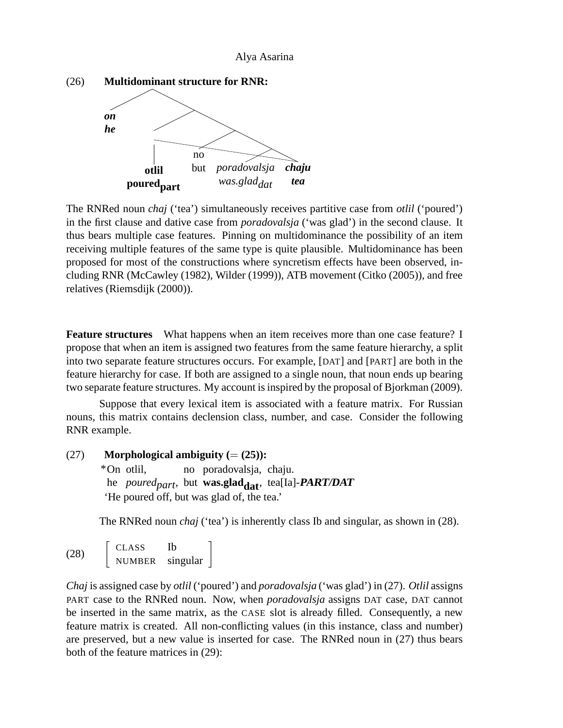(26) **Multidominant structure for RNR:**

```
        ____________
       /            \
  on               ____\
  he              /     \____
                 /       ____\
                |       /     \
                |      /    ___\
                |  no /    /    \
              otlil but poradovalsja chaju
        poured_part    was.glad_dat  tea
```

The RNRed noun *chaj* ('tea') simultaneously receives partitive case from *otlil* ('poured') in the first clause and dative case from *poradovalsja* ('was glad') in the second clause. It thus bears multiple case features. Pinning on multidominance the possibility of an item receiving multiple features of the same type is quite plausible. Multidominance has been proposed for most of the constructions where syncretism effects have been observed, including RNR (McCawley (1982), Wilder (1999)), ATB movement (Citko (2005)), and free relatives (Riemsdijk (2000)).

**Feature structures** What happens when an item receives more than one case feature? I propose that when an item is assigned two features from the same feature hierarchy, a split into two separate feature structures occurs. For example, [DAT] and [PART] are both in the feature hierarchy for case. If both are assigned to a single noun, that noun ends up bearing two separate feature structures. My account is inspired by the proposal of Bjorkman (2009).

Suppose that every lexical item is associated with a feature matrix. For Russian nouns, this matrix contains declension class, number, and case. Consider the following RNR example.

(27) **Morphological ambiguity (= (25)):**

\*On otlil, no poradovalsja, chaju.
he *poured$_{part}$*, but **was.glad$_{dat}$**, tea[Ia]-***PART/DAT***
'He poured off, but was glad of, the tea.'

The RNRed noun *chaj* ('tea') is inherently class Ib and singular, as shown in (28).

(28) [ CLASS Ib ; NUMBER singular ]

| | |
|---|---|
| CLASS | Ib |
| NUMBER | singular |

*Chaj* is assigned case by *otlil* ('poured') and *poradovalsja* ('was glad') in (27). *Otlil* assigns PART case to the RNRed noun. Now, when *poradovalsja* assigns DAT case, DAT cannot be inserted in the same matrix, as the CASE slot is already filled. Consequently, a new feature matrix is created. All non-conflicting values (in this instance, class and number) are preserved, but a new value is inserted for case. The RNRed noun in (27) thus bears both of the feature matrices in (29):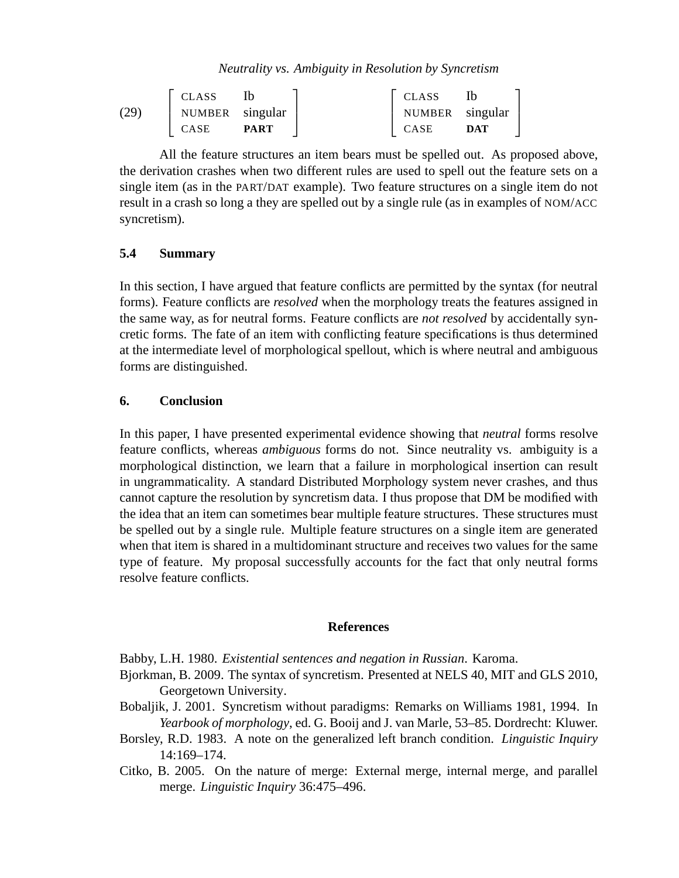(29)

| CLASS | Ib |
|---|---|
| NUMBER | singular |
| CASE | **PART** |

| CLASS | Ib |
|---|---|
| NUMBER | singular |
| CASE | **DAT** |

All the feature structures an item bears must be spelled out. As proposed above, the derivation crashes when two different rules are used to spell out the feature sets on a single item (as in the PART/DAT example). Two feature structures on a single item do not result in a crash so long a they are spelled out by a single rule (as in examples of NOM/ACC syncretism).

### 5.4 Summary

In this section, I have argued that feature conflicts are permitted by the syntax (for neutral forms). Feature conflicts are *resolved* when the morphology treats the features assigned in the same way, as for neutral forms. Feature conflicts are *not resolved* by accidentally syncretic forms. The fate of an item with conflicting feature specifications is thus determined at the intermediate level of morphological spellout, which is where neutral and ambiguous forms are distinguished.

## 6. Conclusion

In this paper, I have presented experimental evidence showing that *neutral* forms resolve feature conflicts, whereas *ambiguous* forms do not. Since neutrality vs. ambiguity is a morphological distinction, we learn that a failure in morphological insertion can result in ungrammaticality. A standard Distributed Morphology system never crashes, and thus cannot capture the resolution by syncretism data. I thus propose that DM be modified with the idea that an item can sometimes bear multiple feature structures. These structures must be spelled out by a single rule. Multiple feature structures on a single item are generated when that item is shared in a multidominant structure and receives two values for the same type of feature. My proposal successfully accounts for the fact that only neutral forms resolve feature conflicts.

## References

Babby, L.H. 1980. *Existential sentences and negation in Russian*. Karoma.

Bjorkman, B. 2009. The syntax of syncretism. Presented at NELS 40, MIT and GLS 2010, Georgetown University.

Bobaljik, J. 2001. Syncretism without paradigms: Remarks on Williams 1981, 1994. In *Yearbook of morphology*, ed. G. Booij and J. van Marle, 53–85. Dordrecht: Kluwer.

Borsley, R.D. 1983. A note on the generalized left branch condition. *Linguistic Inquiry* 14:169–174.

Citko, B. 2005. On the nature of merge: External merge, internal merge, and parallel merge. *Linguistic Inquiry* 36:475–496.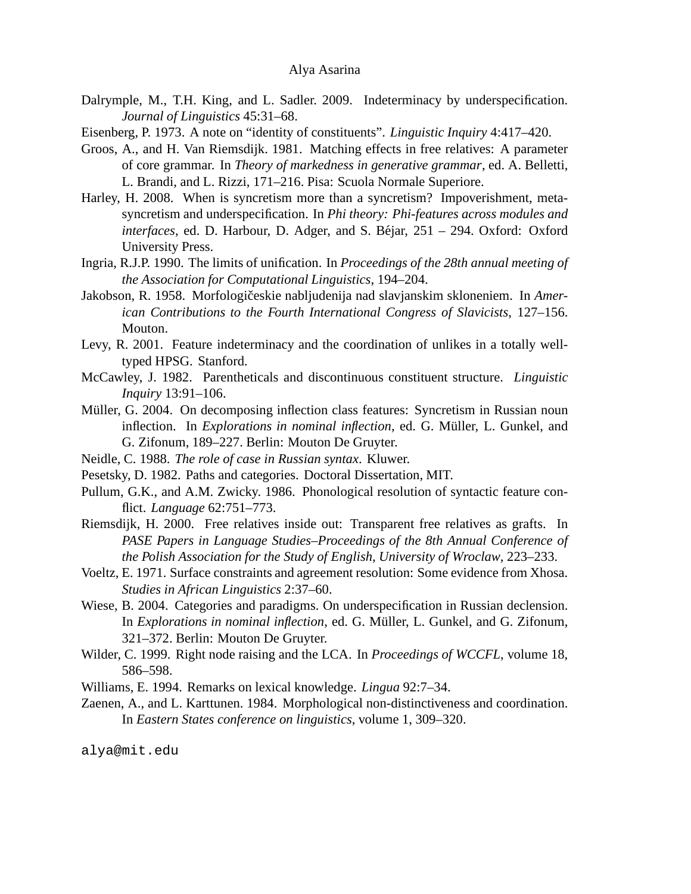Dalrymple, M., T.H. King, and L. Sadler. 2009. Indeterminacy by underspecification. *Journal of Linguistics* 45:31–68.

Eisenberg, P. 1973. A note on "identity of constituents". *Linguistic Inquiry* 4:417–420.

Groos, A., and H. Van Riemsdijk. 1981. Matching effects in free relatives: A parameter of core grammar. In *Theory of markedness in generative grammar*, ed. A. Belletti, L. Brandi, and L. Rizzi, 171–216. Pisa: Scuola Normale Superiore.

Harley, H. 2008. When is syncretism more than a syncretism? Impoverishment, metasyncretism and underspecification. In *Phi theory: Phi-features across modules and interfaces*, ed. D. Harbour, D. Adger, and S. Béjar, 251 – 294. Oxford: Oxford University Press.

Ingria, R.J.P. 1990. The limits of unification. In *Proceedings of the 28th annual meeting of the Association for Computational Linguistics*, 194–204.

Jakobson, R. 1958. Morfologičeskie nabljudenija nad slavjanskim skloneniem. In *American Contributions to the Fourth International Congress of Slavicists*, 127–156. Mouton.

Levy, R. 2001. Feature indeterminacy and the coordination of unlikes in a totally well-typed HPSG. Stanford.

McCawley, J. 1982. Parentheticals and discontinuous constituent structure. *Linguistic Inquiry* 13:91–106.

Müller, G. 2004. On decomposing inflection class features: Syncretism in Russian noun inflection. In *Explorations in nominal inflection*, ed. G. Müller, L. Gunkel, and G. Zifonum, 189–227. Berlin: Mouton De Gruyter.

Neidle, C. 1988. *The role of case in Russian syntax*. Kluwer.

Pesetsky, D. 1982. Paths and categories. Doctoral Dissertation, MIT.

Pullum, G.K., and A.M. Zwicky. 1986. Phonological resolution of syntactic feature conflict. *Language* 62:751–773.

Riemsdijk, H. 2000. Free relatives inside out: Transparent free relatives as grafts. In *PASE Papers in Language Studies–Proceedings of the 8th Annual Conference of the Polish Association for the Study of English, University of Wroclaw*, 223–233.

Voeltz, E. 1971. Surface constraints and agreement resolution: Some evidence from Xhosa. *Studies in African Linguistics* 2:37–60.

Wiese, B. 2004. Categories and paradigms. On underspecification in Russian declension. In *Explorations in nominal inflection*, ed. G. Müller, L. Gunkel, and G. Zifonum, 321–372. Berlin: Mouton De Gruyter.

Wilder, C. 1999. Right node raising and the LCA. In *Proceedings of WCCFL*, volume 18, 586–598.

Williams, E. 1994. Remarks on lexical knowledge. *Lingua* 92:7–34.

Zaenen, A., and L. Karttunen. 1984. Morphological non-distinctiveness and coordination. In *Eastern States conference on linguistics*, volume 1, 309–320.

alya@mit.edu